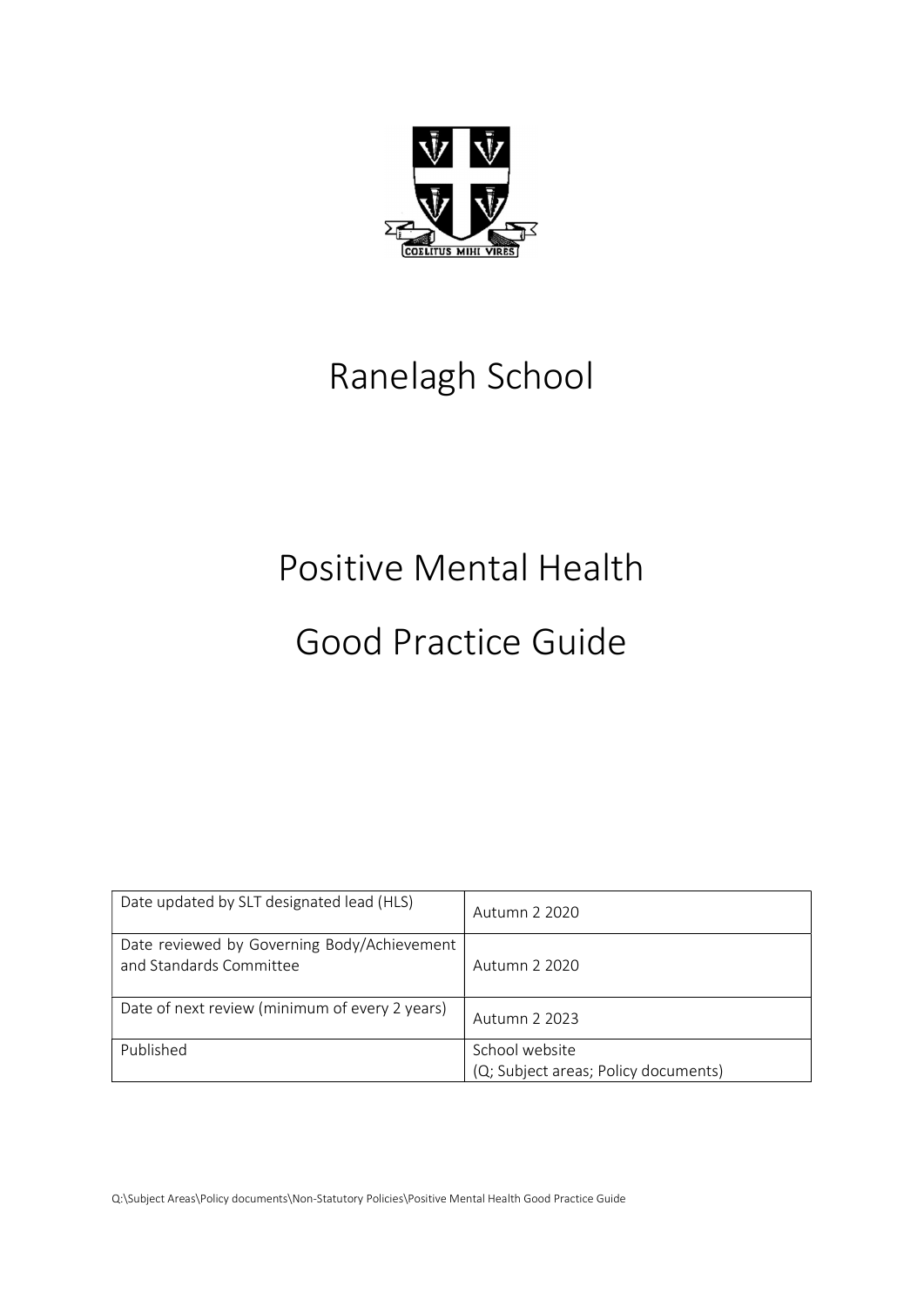# Ranelagh School

# Positive Mental Health

# Good Practice Guide

| | |
|---|---|
| Date updated by SLT designated lead (HLS) | Autumn 2 2020 |
| Date reviewed by Governing Body/Achievement and Standards Committee | Autumn 2 2020 |
| Date of next review (minimum of every 2 years) | Autumn 2 2023 |
| Published | School website<br>(Q; Subject areas; Policy documents) |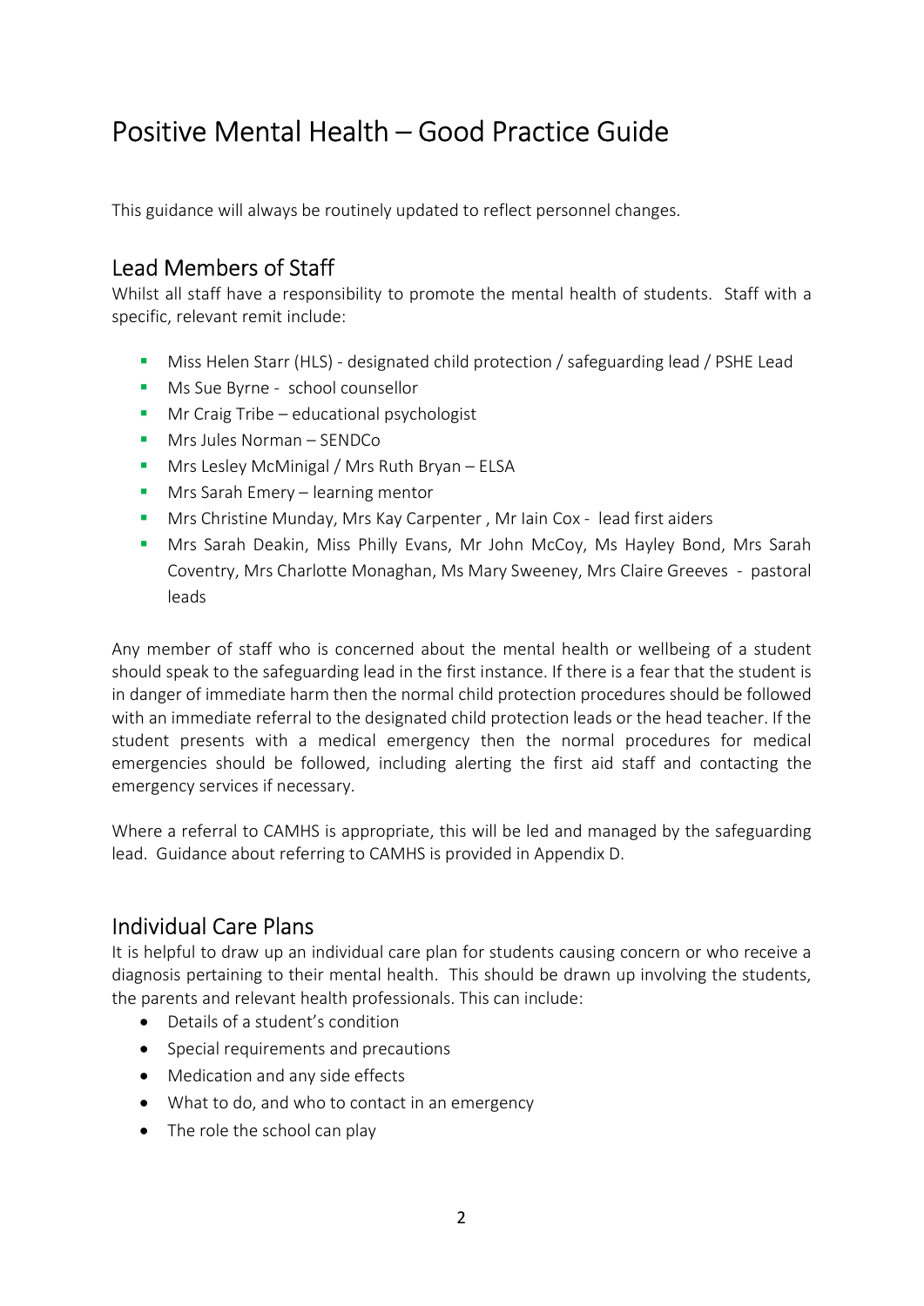# Positive Mental Health – Good Practice Guide

This guidance will always be routinely updated to reflect personnel changes.

## Lead Members of Staff

Whilst all staff have a responsibility to promote the mental health of students. Staff with a specific, relevant remit include:

- Miss Helen Starr (HLS) - designated child protection / safeguarding lead / PSHE Lead
- Ms Sue Byrne - school counsellor
- Mr Craig Tribe – educational psychologist
- Mrs Jules Norman – SENDCo
- Mrs Lesley McMinigal / Mrs Ruth Bryan – ELSA
- Mrs Sarah Emery – learning mentor
- Mrs Christine Munday, Mrs Kay Carpenter , Mr Iain Cox - lead first aiders
- Mrs Sarah Deakin, Miss Philly Evans, Mr John McCoy, Ms Hayley Bond, Mrs Sarah Coventry, Mrs Charlotte Monaghan, Ms Mary Sweeney, Mrs Claire Greeves - pastoral leads

Any member of staff who is concerned about the mental health or wellbeing of a student should speak to the safeguarding lead in the first instance. If there is a fear that the student is in danger of immediate harm then the normal child protection procedures should be followed with an immediate referral to the designated child protection leads or the head teacher. If the student presents with a medical emergency then the normal procedures for medical emergencies should be followed, including alerting the first aid staff and contacting the emergency services if necessary.

Where a referral to CAMHS is appropriate, this will be led and managed by the safeguarding lead. Guidance about referring to CAMHS is provided in Appendix D.

## Individual Care Plans

It is helpful to draw up an individual care plan for students causing concern or who receive a diagnosis pertaining to their mental health. This should be drawn up involving the students, the parents and relevant health professionals. This can include:

- Details of a student's condition
- Special requirements and precautions
- Medication and any side effects
- What to do, and who to contact in an emergency
- The role the school can play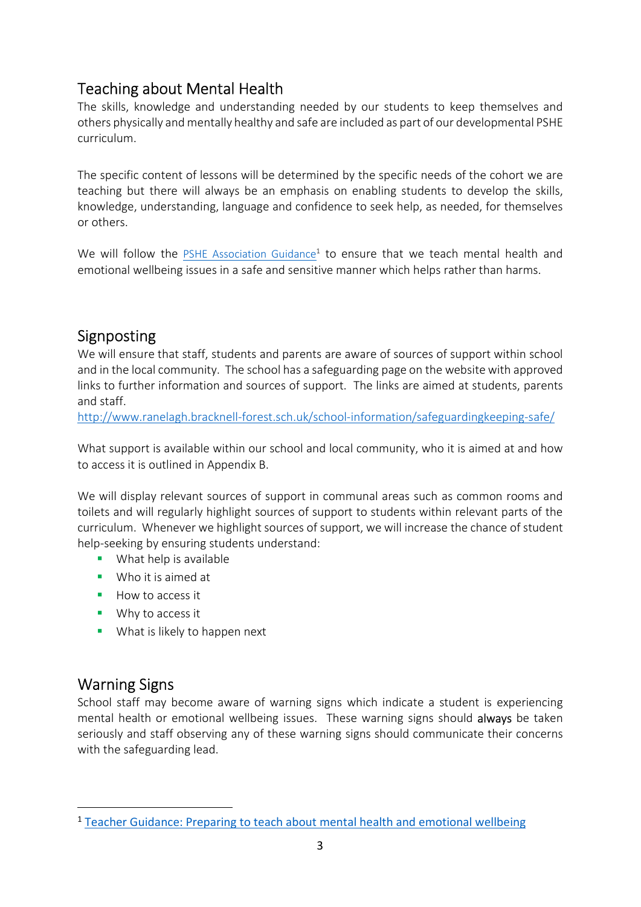## Teaching about Mental Health

The skills, knowledge and understanding needed by our students to keep themselves and others physically and mentally healthy and safe are included as part of our developmental PSHE curriculum.

The specific content of lessons will be determined by the specific needs of the cohort we are teaching but there will always be an emphasis on enabling students to develop the skills, knowledge, understanding, language and confidence to seek help, as needed, for themselves or others.

We will follow the PSHE Association Guidance[1] to ensure that we teach mental health and emotional wellbeing issues in a safe and sensitive manner which helps rather than harms.

## Signposting

We will ensure that staff, students and parents are aware of sources of support within school and in the local community. The school has a safeguarding page on the website with approved links to further information and sources of support. The links are aimed at students, parents and staff.
http://www.ranelagh.bracknell-forest.sch.uk/school-information/safeguardingkeeping-safe/

What support is available within our school and local community, who it is aimed at and how to access it is outlined in Appendix B.

We will display relevant sources of support in communal areas such as common rooms and toilets and will regularly highlight sources of support to students within relevant parts of the curriculum. Whenever we highlight sources of support, we will increase the chance of student help-seeking by ensuring students understand:

- What help is available
- Who it is aimed at
- How to access it
- Why to access it
- What is likely to happen next

## Warning Signs

School staff may become aware of warning signs which indicate a student is experiencing mental health or emotional wellbeing issues. These warning signs should **always** be taken seriously and staff observing any of these warning signs should communicate their concerns with the safeguarding lead.

[1] Teacher Guidance: Preparing to teach about mental health and emotional wellbeing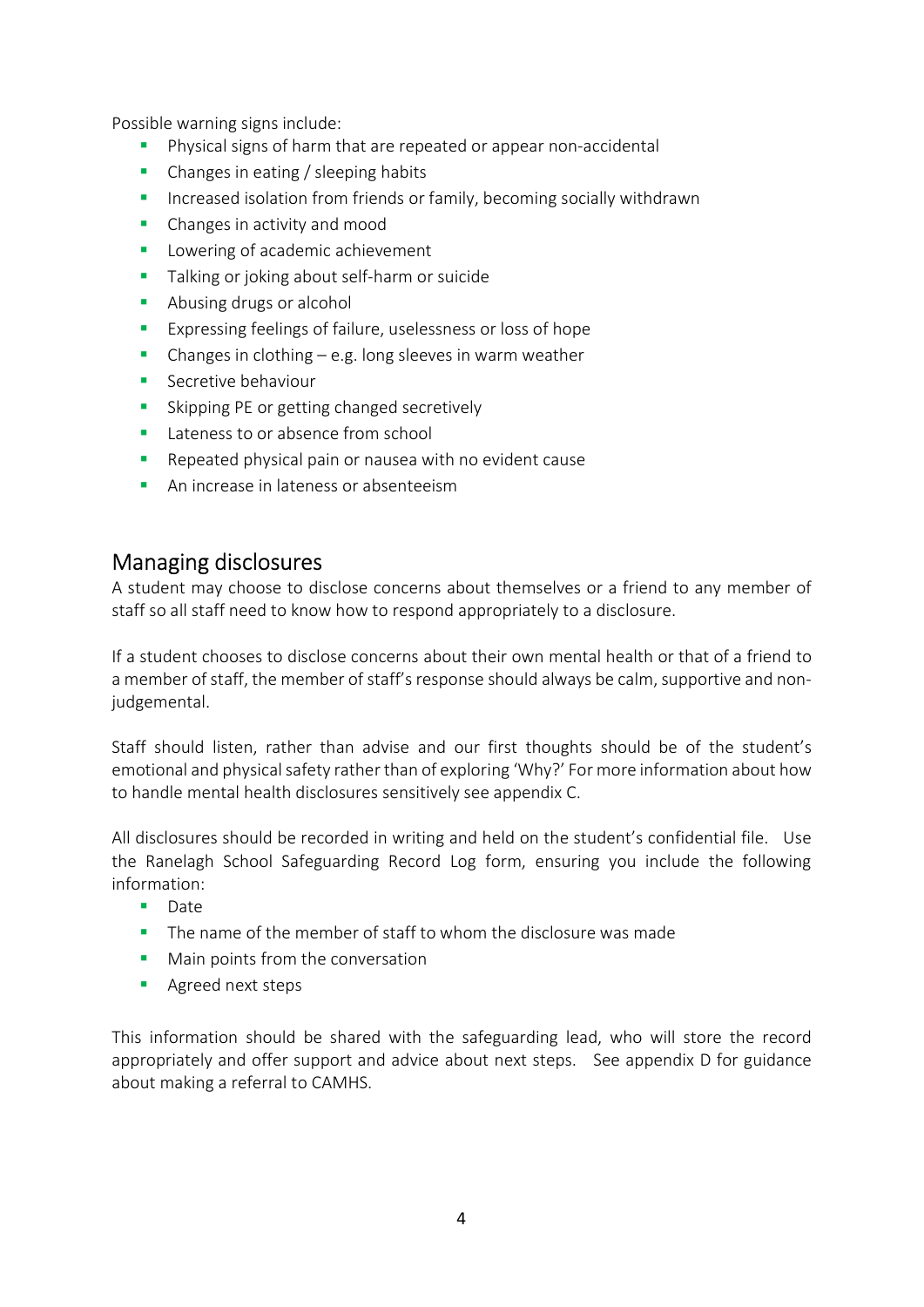Possible warning signs include:

- Physical signs of harm that are repeated or appear non-accidental
- Changes in eating / sleeping habits
- Increased isolation from friends or family, becoming socially withdrawn
- Changes in activity and mood
- Lowering of academic achievement
- Talking or joking about self-harm or suicide
- Abusing drugs or alcohol
- Expressing feelings of failure, uselessness or loss of hope
- Changes in clothing – e.g. long sleeves in warm weather
- Secretive behaviour
- Skipping PE or getting changed secretively
- Lateness to or absence from school
- Repeated physical pain or nausea with no evident cause
- An increase in lateness or absenteeism

## Managing disclosures

A student may choose to disclose concerns about themselves or a friend to any member of staff so all staff need to know how to respond appropriately to a disclosure.

If a student chooses to disclose concerns about their own mental health or that of a friend to a member of staff, the member of staff's response should always be calm, supportive and non-judgemental.

Staff should listen, rather than advise and our first thoughts should be of the student's emotional and physical safety rather than of exploring 'Why?' For more information about how to handle mental health disclosures sensitively see appendix C.

All disclosures should be recorded in writing and held on the student's confidential file. Use the Ranelagh School Safeguarding Record Log form, ensuring you include the following information:

- Date
- The name of the member of staff to whom the disclosure was made
- Main points from the conversation
- Agreed next steps

This information should be shared with the safeguarding lead, who will store the record appropriately and offer support and advice about next steps. See appendix D for guidance about making a referral to CAMHS.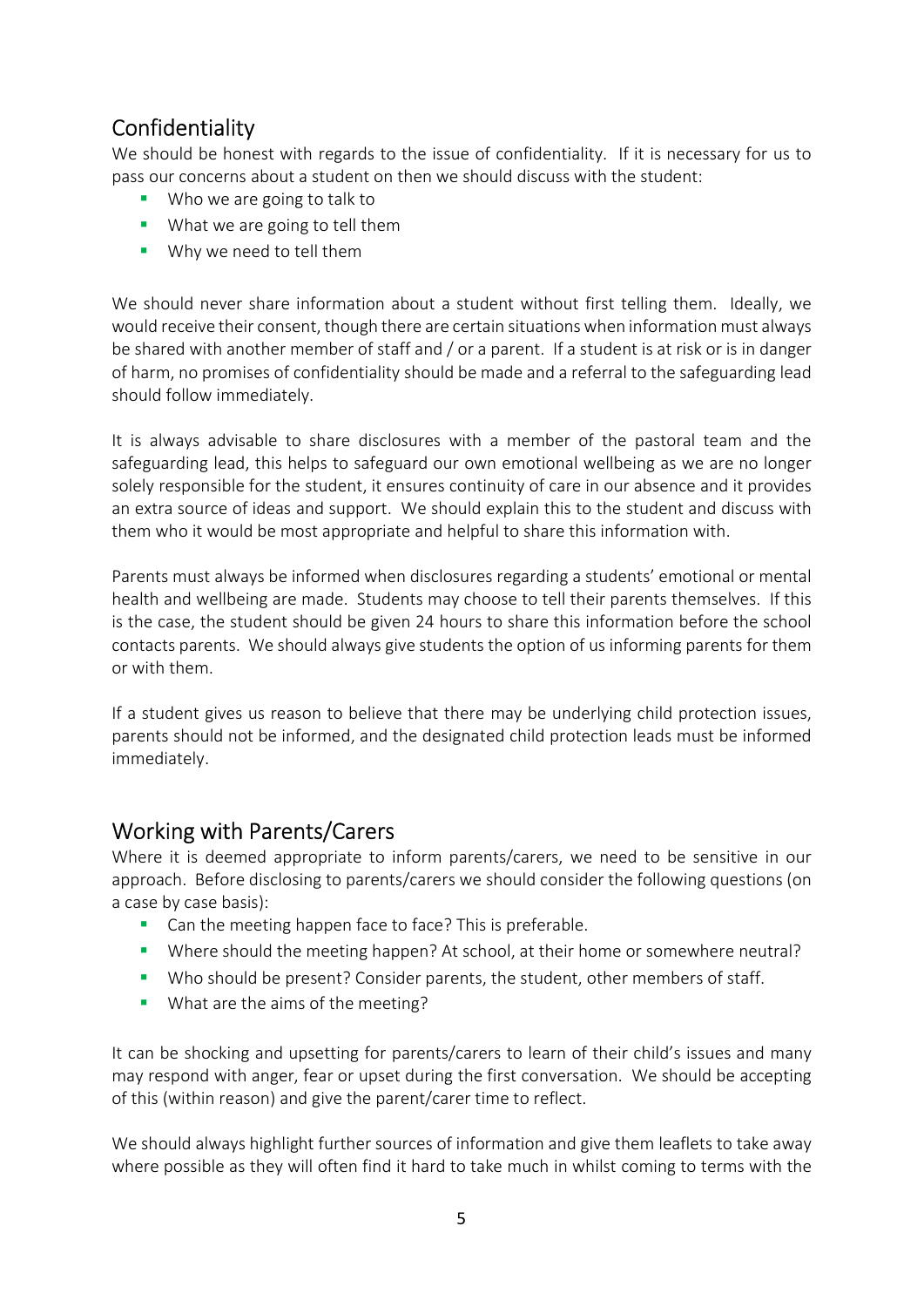## Confidentiality

We should be honest with regards to the issue of confidentiality. If it is necessary for us to pass our concerns about a student on then we should discuss with the student:

- Who we are going to talk to
- What we are going to tell them
- Why we need to tell them

We should never share information about a student without first telling them. Ideally, we would receive their consent, though there are certain situations when information must always be shared with another member of staff and / or a parent. If a student is at risk or is in danger of harm, no promises of confidentiality should be made and a referral to the safeguarding lead should follow immediately.

It is always advisable to share disclosures with a member of the pastoral team and the safeguarding lead, this helps to safeguard our own emotional wellbeing as we are no longer solely responsible for the student, it ensures continuity of care in our absence and it provides an extra source of ideas and support. We should explain this to the student and discuss with them who it would be most appropriate and helpful to share this information with.

Parents must always be informed when disclosures regarding a students' emotional or mental health and wellbeing are made. Students may choose to tell their parents themselves. If this is the case, the student should be given 24 hours to share this information before the school contacts parents. We should always give students the option of us informing parents for them or with them.

If a student gives us reason to believe that there may be underlying child protection issues, parents should not be informed, and the designated child protection leads must be informed immediately.

## Working with Parents/Carers

Where it is deemed appropriate to inform parents/carers, we need to be sensitive in our approach. Before disclosing to parents/carers we should consider the following questions (on a case by case basis):

- Can the meeting happen face to face? This is preferable.
- Where should the meeting happen? At school, at their home or somewhere neutral?
- Who should be present? Consider parents, the student, other members of staff.
- What are the aims of the meeting?

It can be shocking and upsetting for parents/carers to learn of their child's issues and many may respond with anger, fear or upset during the first conversation. We should be accepting of this (within reason) and give the parent/carer time to reflect.

We should always highlight further sources of information and give them leaflets to take away where possible as they will often find it hard to take much in whilst coming to terms with the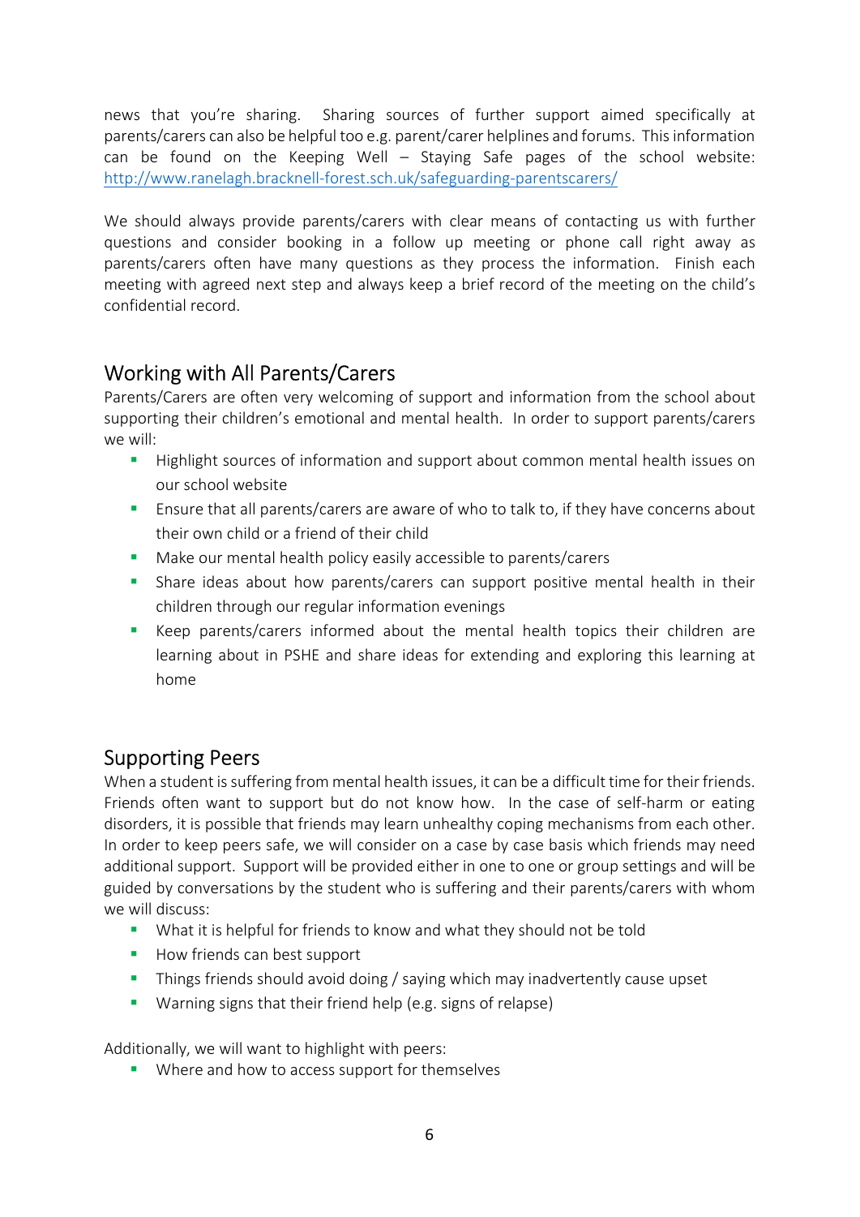news that you're sharing. Sharing sources of further support aimed specifically at parents/carers can also be helpful too e.g. parent/carer helplines and forums. This information can be found on the Keeping Well – Staying Safe pages of the school website: http://www.ranelagh.bracknell-forest.sch.uk/safeguarding-parentscarers/

We should always provide parents/carers with clear means of contacting us with further questions and consider booking in a follow up meeting or phone call right away as parents/carers often have many questions as they process the information. Finish each meeting with agreed next step and always keep a brief record of the meeting on the child's confidential record.

## Working with All Parents/Carers

Parents/Carers are often very welcoming of support and information from the school about supporting their children's emotional and mental health. In order to support parents/carers we will:

- Highlight sources of information and support about common mental health issues on our school website
- Ensure that all parents/carers are aware of who to talk to, if they have concerns about their own child or a friend of their child
- Make our mental health policy easily accessible to parents/carers
- Share ideas about how parents/carers can support positive mental health in their children through our regular information evenings
- Keep parents/carers informed about the mental health topics their children are learning about in PSHE and share ideas for extending and exploring this learning at home

## Supporting Peers

When a student is suffering from mental health issues, it can be a difficult time for their friends. Friends often want to support but do not know how. In the case of self-harm or eating disorders, it is possible that friends may learn unhealthy coping mechanisms from each other. In order to keep peers safe, we will consider on a case by case basis which friends may need additional support. Support will be provided either in one to one or group settings and will be guided by conversations by the student who is suffering and their parents/carers with whom we will discuss:

- What it is helpful for friends to know and what they should not be told
- How friends can best support
- Things friends should avoid doing / saying which may inadvertently cause upset
- Warning signs that their friend help (e.g. signs of relapse)

Additionally, we will want to highlight with peers:

- Where and how to access support for themselves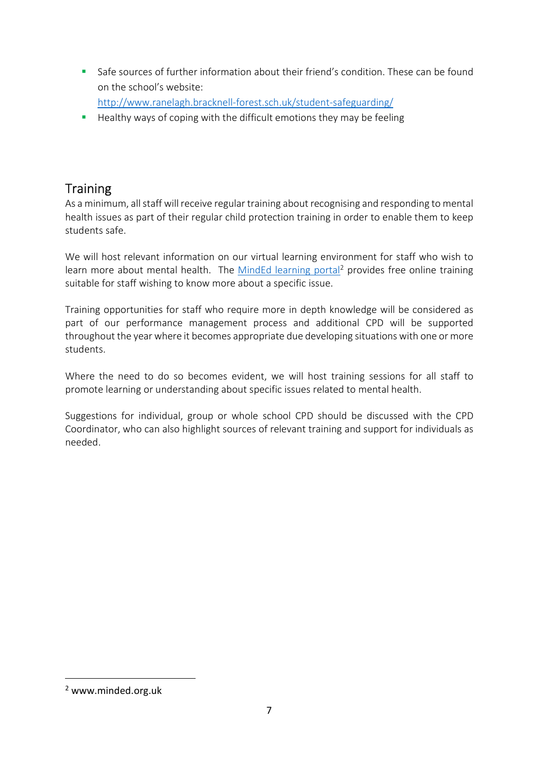- Safe sources of further information about their friend's condition. These can be found on the school's website: http://www.ranelagh.bracknell-forest.sch.uk/student-safeguarding/
- Healthy ways of coping with the difficult emotions they may be feeling

## Training

As a minimum, all staff will receive regular training about recognising and responding to mental health issues as part of their regular child protection training in order to enable them to keep students safe.

We will host relevant information on our virtual learning environment for staff who wish to learn more about mental health. The MindEd learning portal[2] provides free online training suitable for staff wishing to know more about a specific issue.

Training opportunities for staff who require more in depth knowledge will be considered as part of our performance management process and additional CPD will be supported throughout the year where it becomes appropriate due developing situations with one or more students.

Where the need to do so becomes evident, we will host training sessions for all staff to promote learning or understanding about specific issues related to mental health.

Suggestions for individual, group or whole school CPD should be discussed with the CPD Coordinator, who can also highlight sources of relevant training and support for individuals as needed.

[2] www.minded.org.uk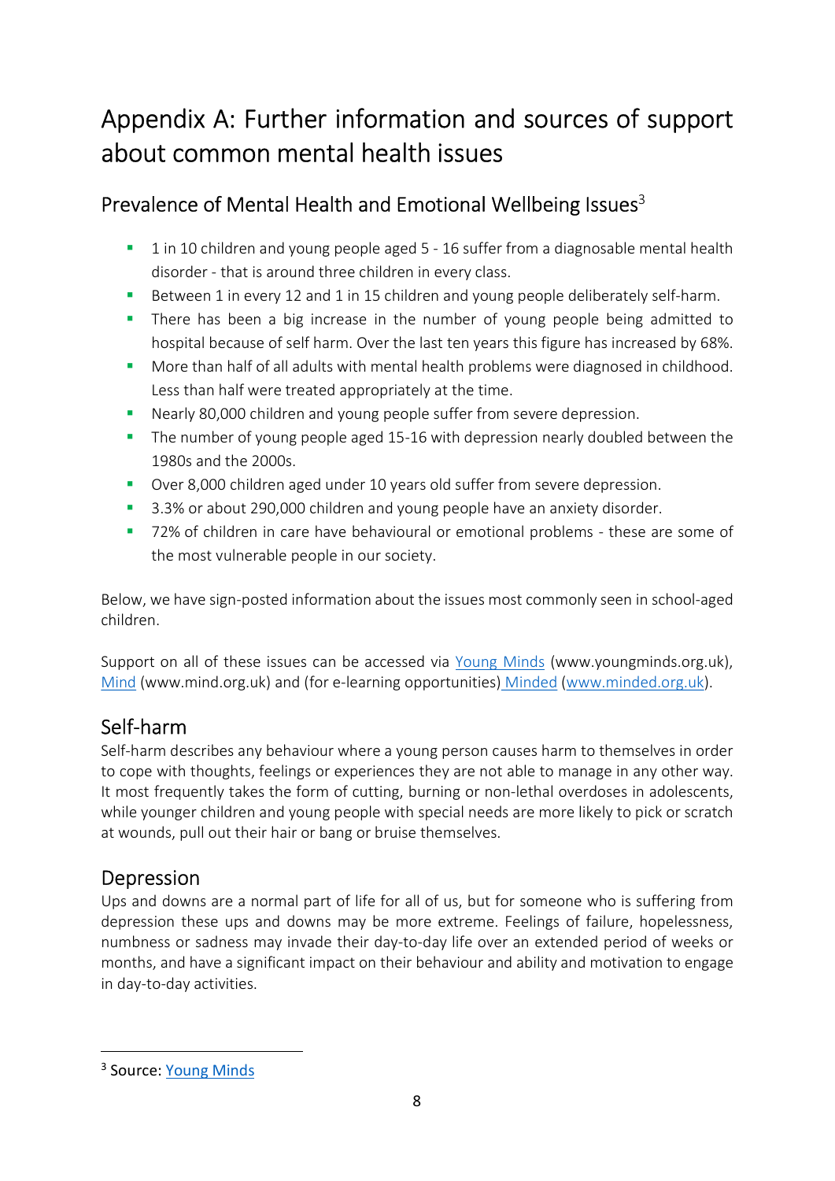# Appendix A: Further information and sources of support about common mental health issues

## Prevalence of Mental Health and Emotional Wellbeing Issues[3]

- 1 in 10 children and young people aged 5 - 16 suffer from a diagnosable mental health disorder - that is around three children in every class.
- Between 1 in every 12 and 1 in 15 children and young people deliberately self-harm.
- There has been a big increase in the number of young people being admitted to hospital because of self harm. Over the last ten years this figure has increased by 68%.
- More than half of all adults with mental health problems were diagnosed in childhood. Less than half were treated appropriately at the time.
- Nearly 80,000 children and young people suffer from severe depression.
- The number of young people aged 15-16 with depression nearly doubled between the 1980s and the 2000s.
- Over 8,000 children aged under 10 years old suffer from severe depression.
- 3.3% or about 290,000 children and young people have an anxiety disorder.
- 72% of children in care have behavioural or emotional problems - these are some of the most vulnerable people in our society.

Below, we have sign-posted information about the issues most commonly seen in school-aged children.

Support on all of these issues can be accessed via Young Minds (www.youngminds.org.uk), Mind (www.mind.org.uk) and (for e-learning opportunities) Minded (www.minded.org.uk).

## Self-harm

Self-harm describes any behaviour where a young person causes harm to themselves in order to cope with thoughts, feelings or experiences they are not able to manage in any other way. It most frequently takes the form of cutting, burning or non-lethal overdoses in adolescents, while younger children and young people with special needs are more likely to pick or scratch at wounds, pull out their hair or bang or bruise themselves.

## Depression

Ups and downs are a normal part of life for all of us, but for someone who is suffering from depression these ups and downs may be more extreme. Feelings of failure, hopelessness, numbness or sadness may invade their day-to-day life over an extended period of weeks or months, and have a significant impact on their behaviour and ability and motivation to engage in day-to-day activities.

---

[3] Source: Young Minds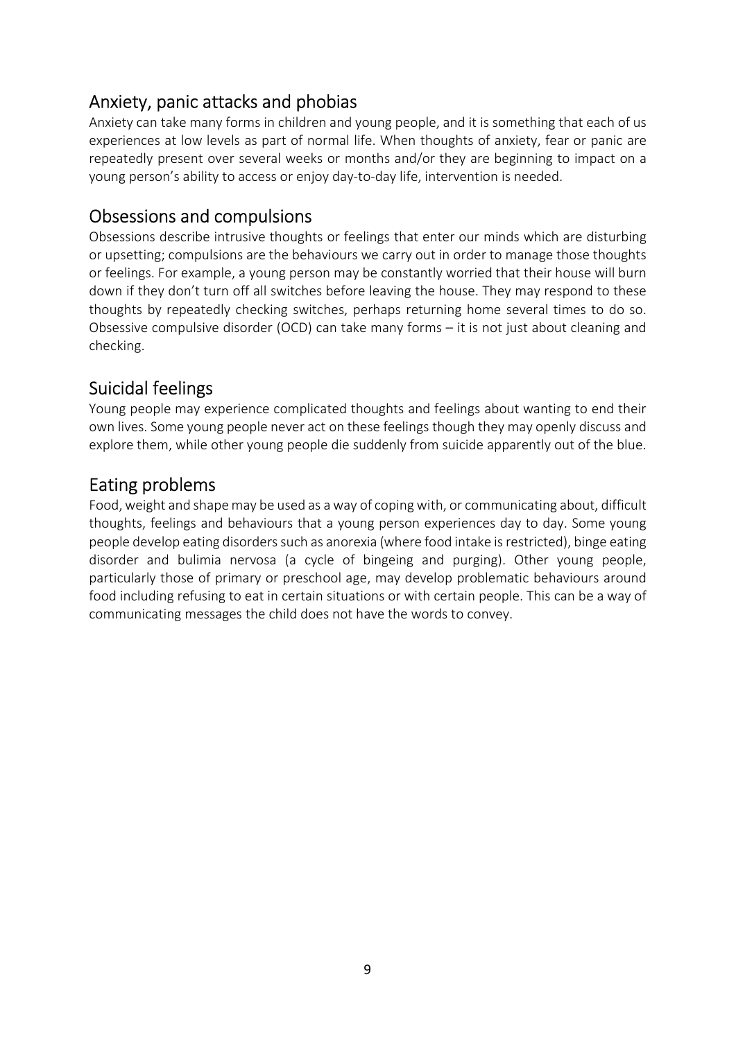## Anxiety, panic attacks and phobias

Anxiety can take many forms in children and young people, and it is something that each of us experiences at low levels as part of normal life. When thoughts of anxiety, fear or panic are repeatedly present over several weeks or months and/or they are beginning to impact on a young person's ability to access or enjoy day-to-day life, intervention is needed.

## Obsessions and compulsions

Obsessions describe intrusive thoughts or feelings that enter our minds which are disturbing or upsetting; compulsions are the behaviours we carry out in order to manage those thoughts or feelings. For example, a young person may be constantly worried that their house will burn down if they don't turn off all switches before leaving the house. They may respond to these thoughts by repeatedly checking switches, perhaps returning home several times to do so. Obsessive compulsive disorder (OCD) can take many forms – it is not just about cleaning and checking.

## Suicidal feelings

Young people may experience complicated thoughts and feelings about wanting to end their own lives. Some young people never act on these feelings though they may openly discuss and explore them, while other young people die suddenly from suicide apparently out of the blue.

## Eating problems

Food, weight and shape may be used as a way of coping with, or communicating about, difficult thoughts, feelings and behaviours that a young person experiences day to day. Some young people develop eating disorders such as anorexia (where food intake is restricted), binge eating disorder and bulimia nervosa (a cycle of bingeing and purging). Other young people, particularly those of primary or preschool age, may develop problematic behaviours around food including refusing to eat in certain situations or with certain people. This can be a way of communicating messages the child does not have the words to convey.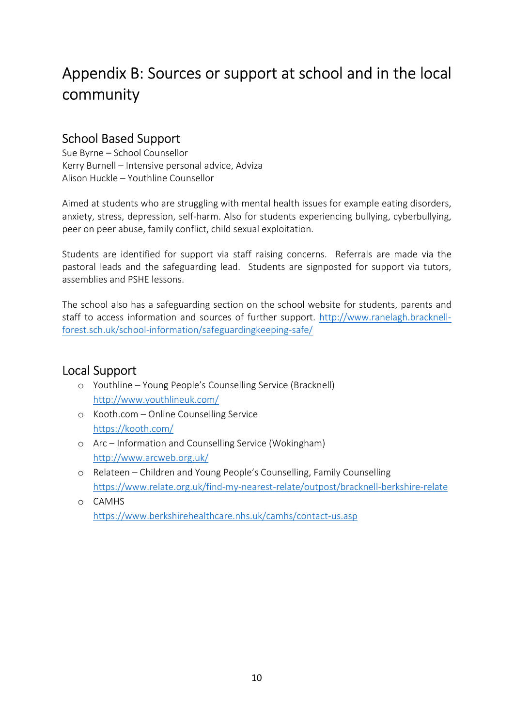# Appendix B: Sources or support at school and in the local community

## School Based Support

Sue Byrne – School Counsellor
Kerry Burnell – Intensive personal advice, Adviza
Alison Huckle – Youthline Counsellor

Aimed at students who are struggling with mental health issues for example eating disorders, anxiety, stress, depression, self-harm. Also for students experiencing bullying, cyberbullying, peer on peer abuse, family conflict, child sexual exploitation.

Students are identified for support via staff raising concerns. Referrals are made via the pastoral leads and the safeguarding lead. Students are signposted for support via tutors, assemblies and PSHE lessons.

The school also has a safeguarding section on the school website for students, parents and staff to access information and sources of further support. http://www.ranelagh.bracknell-forest.sch.uk/school-information/safeguardingkeeping-safe/

## Local Support

- Youthline – Young People's Counselling Service (Bracknell)
  http://www.youthlineuk.com/
- Kooth.com – Online Counselling Service
  https://kooth.com/
- Arc – Information and Counselling Service (Wokingham)
  http://www.arcweb.org.uk/
- Relateen – Children and Young People's Counselling, Family Counselling
  https://www.relate.org.uk/find-my-nearest-relate/outpost/bracknell-berkshire-relate
- CAMHS
  https://www.berkshirehealthcare.nhs.uk/camhs/contact-us.asp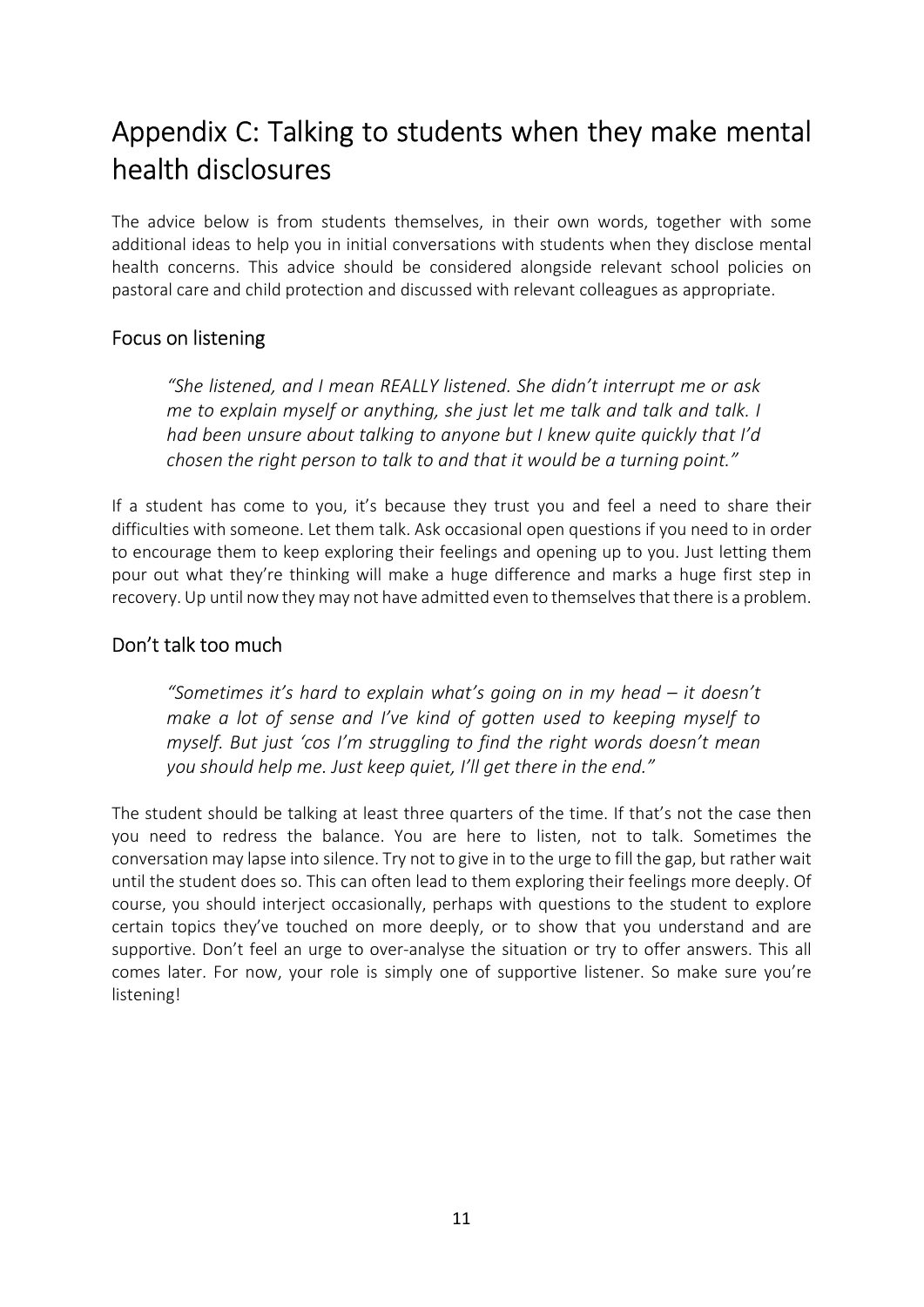# Appendix C: Talking to students when they make mental health disclosures

The advice below is from students themselves, in their own words, together with some additional ideas to help you in initial conversations with students when they disclose mental health concerns. This advice should be considered alongside relevant school policies on pastoral care and child protection and discussed with relevant colleagues as appropriate.

## Focus on listening

> *"She listened, and I mean REALLY listened. She didn't interrupt me or ask me to explain myself or anything, she just let me talk and talk and talk. I had been unsure about talking to anyone but I knew quite quickly that I'd chosen the right person to talk to and that it would be a turning point."*

If a student has come to you, it's because they trust you and feel a need to share their difficulties with someone. Let them talk. Ask occasional open questions if you need to in order to encourage them to keep exploring their feelings and opening up to you. Just letting them pour out what they're thinking will make a huge difference and marks a huge first step in recovery. Up until now they may not have admitted even to themselves that there is a problem.

## Don't talk too much

> *"Sometimes it's hard to explain what's going on in my head – it doesn't make a lot of sense and I've kind of gotten used to keeping myself to myself. But just 'cos I'm struggling to find the right words doesn't mean you should help me. Just keep quiet, I'll get there in the end."*

The student should be talking at least three quarters of the time. If that's not the case then you need to redress the balance. You are here to listen, not to talk. Sometimes the conversation may lapse into silence. Try not to give in to the urge to fill the gap, but rather wait until the student does so. This can often lead to them exploring their feelings more deeply. Of course, you should interject occasionally, perhaps with questions to the student to explore certain topics they've touched on more deeply, or to show that you understand and are supportive. Don't feel an urge to over-analyse the situation or try to offer answers. This all comes later. For now, your role is simply one of supportive listener. So make sure you're listening!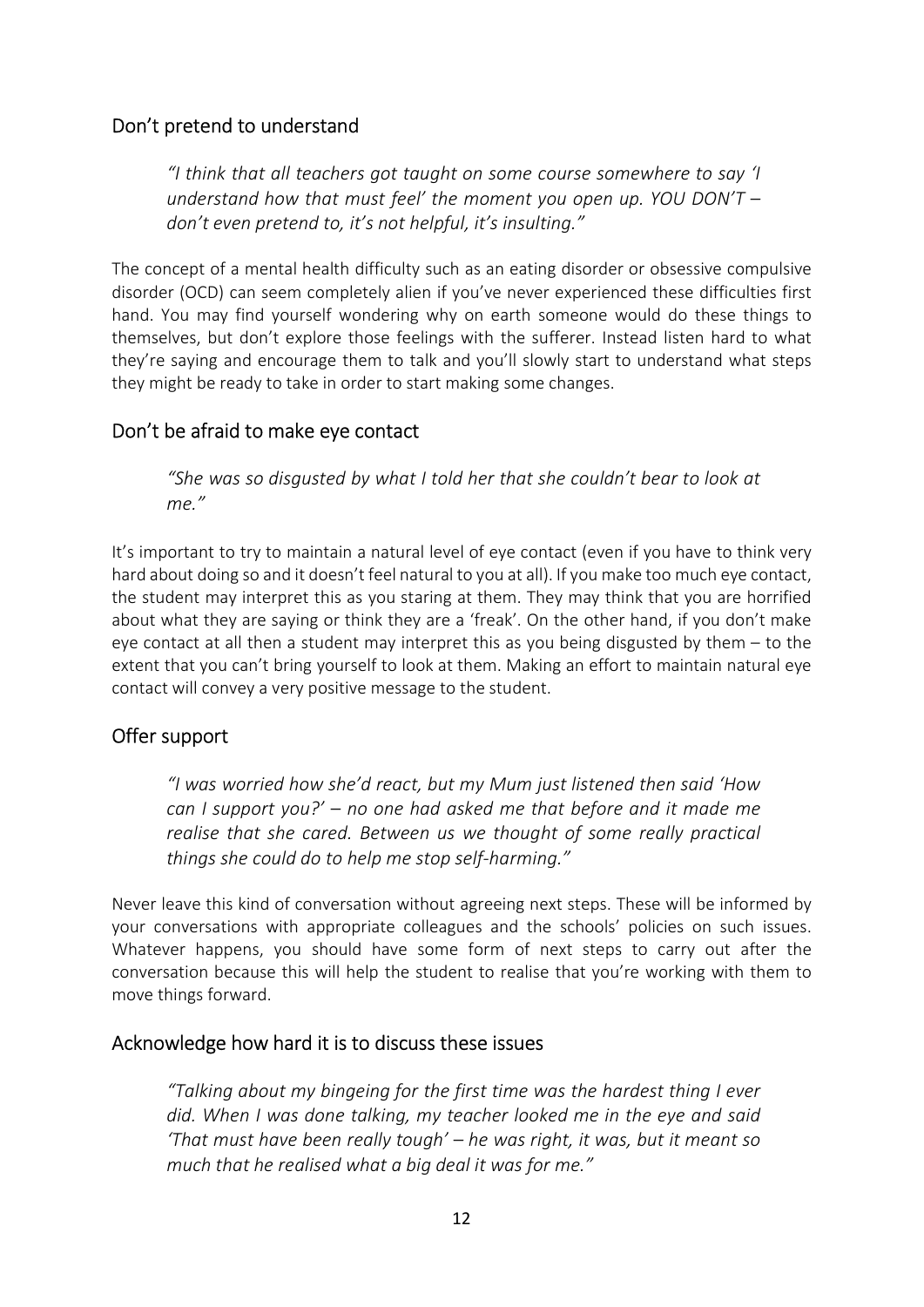## Don't pretend to understand

> *"I think that all teachers got taught on some course somewhere to say 'I understand how that must feel' the moment you open up. YOU DON'T – don't even pretend to, it's not helpful, it's insulting."*

The concept of a mental health difficulty such as an eating disorder or obsessive compulsive disorder (OCD) can seem completely alien if you've never experienced these difficulties first hand. You may find yourself wondering why on earth someone would do these things to themselves, but don't explore those feelings with the sufferer. Instead listen hard to what they're saying and encourage them to talk and you'll slowly start to understand what steps they might be ready to take in order to start making some changes.

## Don't be afraid to make eye contact

> *"She was so disgusted by what I told her that she couldn't bear to look at me."*

It's important to try to maintain a natural level of eye contact (even if you have to think very hard about doing so and it doesn't feel natural to you at all). If you make too much eye contact, the student may interpret this as you staring at them. They may think that you are horrified about what they are saying or think they are a 'freak'. On the other hand, if you don't make eye contact at all then a student may interpret this as you being disgusted by them – to the extent that you can't bring yourself to look at them. Making an effort to maintain natural eye contact will convey a very positive message to the student.

## Offer support

> *"I was worried how she'd react, but my Mum just listened then said 'How can I support you?' – no one had asked me that before and it made me realise that she cared. Between us we thought of some really practical things she could do to help me stop self-harming."*

Never leave this kind of conversation without agreeing next steps. These will be informed by your conversations with appropriate colleagues and the schools' policies on such issues. Whatever happens, you should have some form of next steps to carry out after the conversation because this will help the student to realise that you're working with them to move things forward.

## Acknowledge how hard it is to discuss these issues

> *"Talking about my bingeing for the first time was the hardest thing I ever did. When I was done talking, my teacher looked me in the eye and said 'That must have been really tough' – he was right, it was, but it meant so much that he realised what a big deal it was for me."*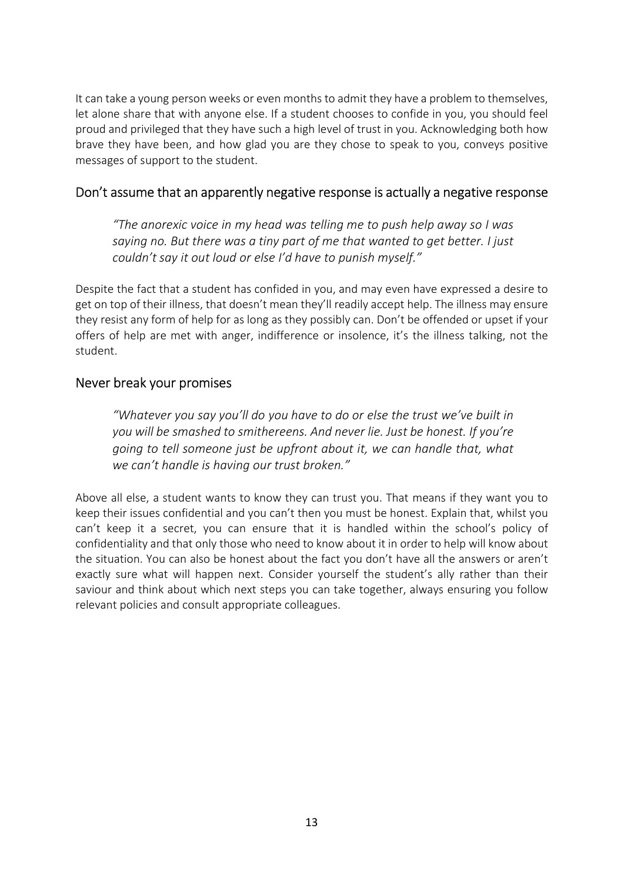It can take a young person weeks or even months to admit they have a problem to themselves, let alone share that with anyone else. If a student chooses to confide in you, you should feel proud and privileged that they have such a high level of trust in you. Acknowledging both how brave they have been, and how glad you are they chose to speak to you, conveys positive messages of support to the student.

## Don't assume that an apparently negative response is actually a negative response

> *"The anorexic voice in my head was telling me to push help away so I was saying no. But there was a tiny part of me that wanted to get better. I just couldn't say it out loud or else I'd have to punish myself."*

Despite the fact that a student has confided in you, and may even have expressed a desire to get on top of their illness, that doesn't mean they'll readily accept help. The illness may ensure they resist any form of help for as long as they possibly can. Don't be offended or upset if your offers of help are met with anger, indifference or insolence, it's the illness talking, not the student.

## Never break your promises

> *"Whatever you say you'll do you have to do or else the trust we've built in you will be smashed to smithereens. And never lie. Just be honest. If you're going to tell someone just be upfront about it, we can handle that, what we can't handle is having our trust broken."*

Above all else, a student wants to know they can trust you. That means if they want you to keep their issues confidential and you can't then you must be honest. Explain that, whilst you can't keep it a secret, you can ensure that it is handled within the school's policy of confidentiality and that only those who need to know about it in order to help will know about the situation. You can also be honest about the fact you don't have all the answers or aren't exactly sure what will happen next. Consider yourself the student's ally rather than their saviour and think about which next steps you can take together, always ensuring you follow relevant policies and consult appropriate colleagues.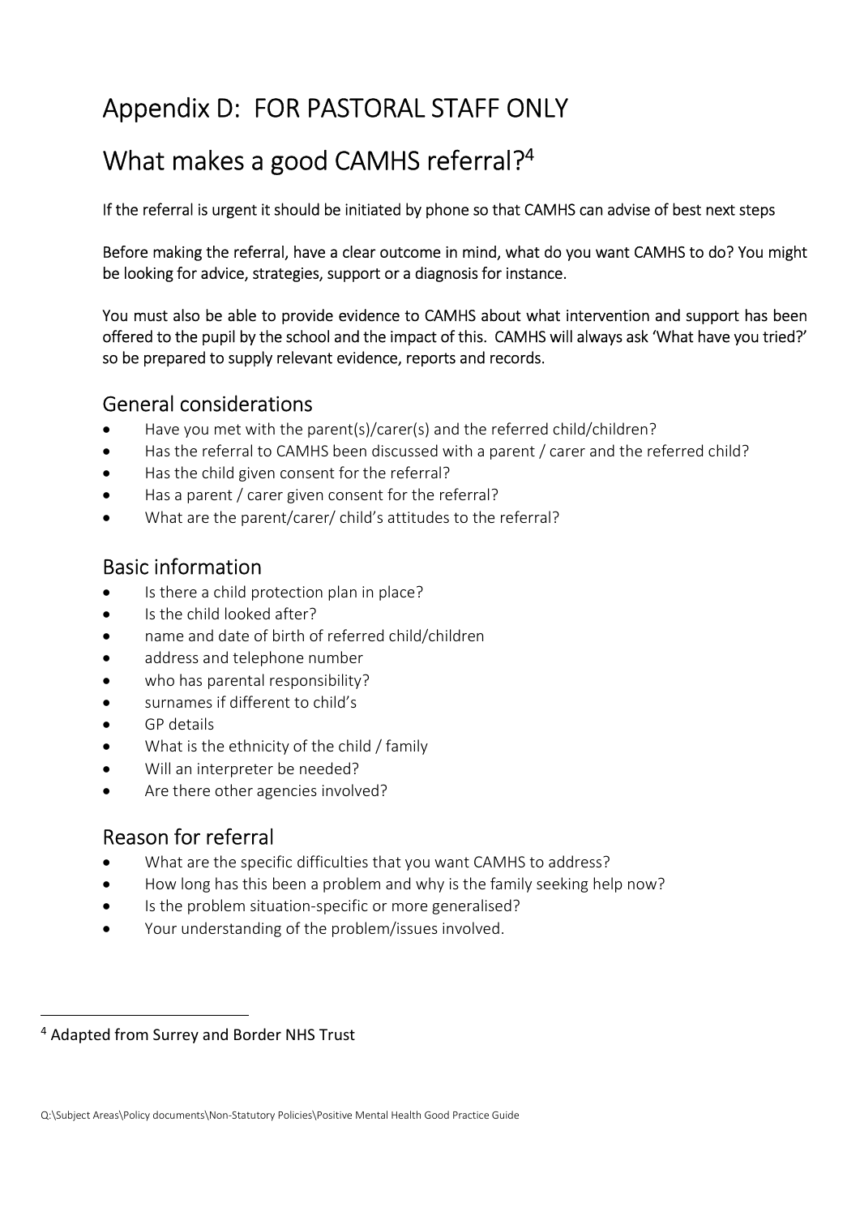# Appendix D: FOR PASTORAL STAFF ONLY

# What makes a good CAMHS referral?[4]

If the referral is urgent it should be initiated by phone so that CAMHS can advise of best next steps

Before making the referral, have a clear outcome in mind, what do you want CAMHS to do? You might be looking for advice, strategies, support or a diagnosis for instance.

You must also be able to provide evidence to CAMHS about what intervention and support has been offered to the pupil by the school and the impact of this. CAMHS will always ask 'What have you tried?' so be prepared to supply relevant evidence, reports and records.

## General considerations

- Have you met with the parent(s)/carer(s) and the referred child/children?
- Has the referral to CAMHS been discussed with a parent / carer and the referred child?
- Has the child given consent for the referral?
- Has a parent / carer given consent for the referral?
- What are the parent/carer/ child's attitudes to the referral?

## Basic information

- Is there a child protection plan in place?
- Is the child looked after?
- name and date of birth of referred child/children
- address and telephone number
- who has parental responsibility?
- surnames if different to child's
- GP details
- What is the ethnicity of the child / family
- Will an interpreter be needed?
- Are there other agencies involved?

## Reason for referral

- What are the specific difficulties that you want CAMHS to address?
- How long has this been a problem and why is the family seeking help now?
- Is the problem situation-specific or more generalised?
- Your understanding of the problem/issues involved.

---

[4] Adapted from Surrey and Border NHS Trust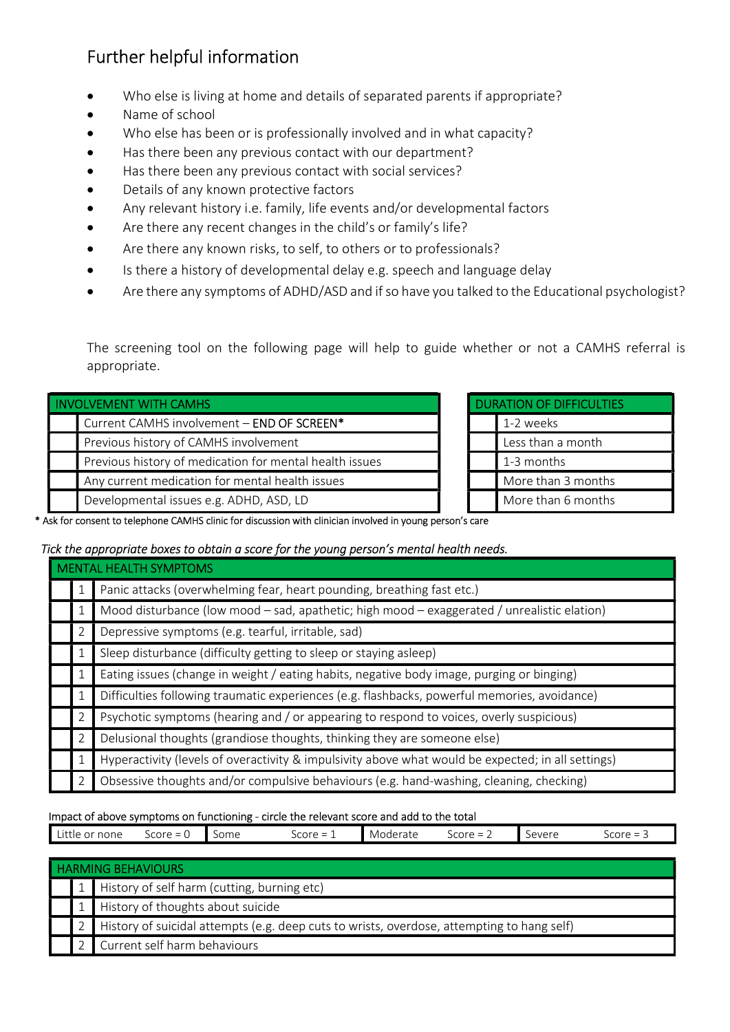## Further helpful information

- Who else is living at home and details of separated parents if appropriate?
- Name of school
- Who else has been or is professionally involved and in what capacity?
- Has there been any previous contact with our department?
- Has there been any previous contact with social services?
- Details of any known protective factors
- Any relevant history i.e. family, life events and/or developmental factors
- Are there any recent changes in the child's or family's life?
- Are there any known risks, to self, to others or to professionals?
- Is there a history of developmental delay e.g. speech and language delay
- Are there any symptoms of ADHD/ASD and if so have you talked to the Educational psychologist?

The screening tool on the following page will help to guide whether or not a CAMHS referral is appropriate.

| | INVOLVEMENT WITH CAMHS |
|---|---|
| | Current CAMHS involvement – END OF SCREEN* |
| | Previous history of CAMHS involvement |
| | Previous history of medication for mental health issues |
| | Any current medication for mental health issues |
| | Developmental issues e.g. ADHD, ASD, LD |

| | DURATION OF DIFFICULTIES |
|---|---|
| | 1-2 weeks |
| | Less than a month |
| | 1-3 months |
| | More than 3 months |
| | More than 6 months |

* Ask for consent to telephone CAMHS clinic for discussion with clinician involved in young person's care

*Tick the appropriate boxes to obtain a score for the young person's mental health needs.*

| | | MENTAL HEALTH SYMPTOMS |
|---|---|---|
| | 1 | Panic attacks (overwhelming fear, heart pounding, breathing fast etc.) |
| | 1 | Mood disturbance (low mood – sad, apathetic; high mood – exaggerated / unrealistic elation) |
| | 2 | Depressive symptoms (e.g. tearful, irritable, sad) |
| | 1 | Sleep disturbance (difficulty getting to sleep or staying asleep) |
| | 1 | Eating issues (change in weight / eating habits, negative body image, purging or binging) |
| | 1 | Difficulties following traumatic experiences (e.g. flashbacks, powerful memories, avoidance) |
| | 2 | Psychotic symptoms (hearing and / or appearing to respond to voices, overly suspicious) |
| | 2 | Delusional thoughts (grandiose thoughts, thinking they are someone else) |
| | 1 | Hyperactivity (levels of overactivity & impulsivity above what would be expected; in all settings) |
| | 2 | Obsessive thoughts and/or compulsive behaviours (e.g. hand-washing, cleaning, checking) |

Impact of above symptoms on functioning - circle the relevant score and add to the total

| Little or none Score = 0 | Some Score = 1 | Moderate Score = 2 | Severe Score = 3 |
|---|---|---|---|

| | | HARMING BEHAVIOURS |
|---|---|---|
| | 1 | History of self harm (cutting, burning etc) |
| | 1 | History of thoughts about suicide |
| | 2 | History of suicidal attempts (e.g. deep cuts to wrists, overdose, attempting to hang self) |
| | 2 | Current self harm behaviours |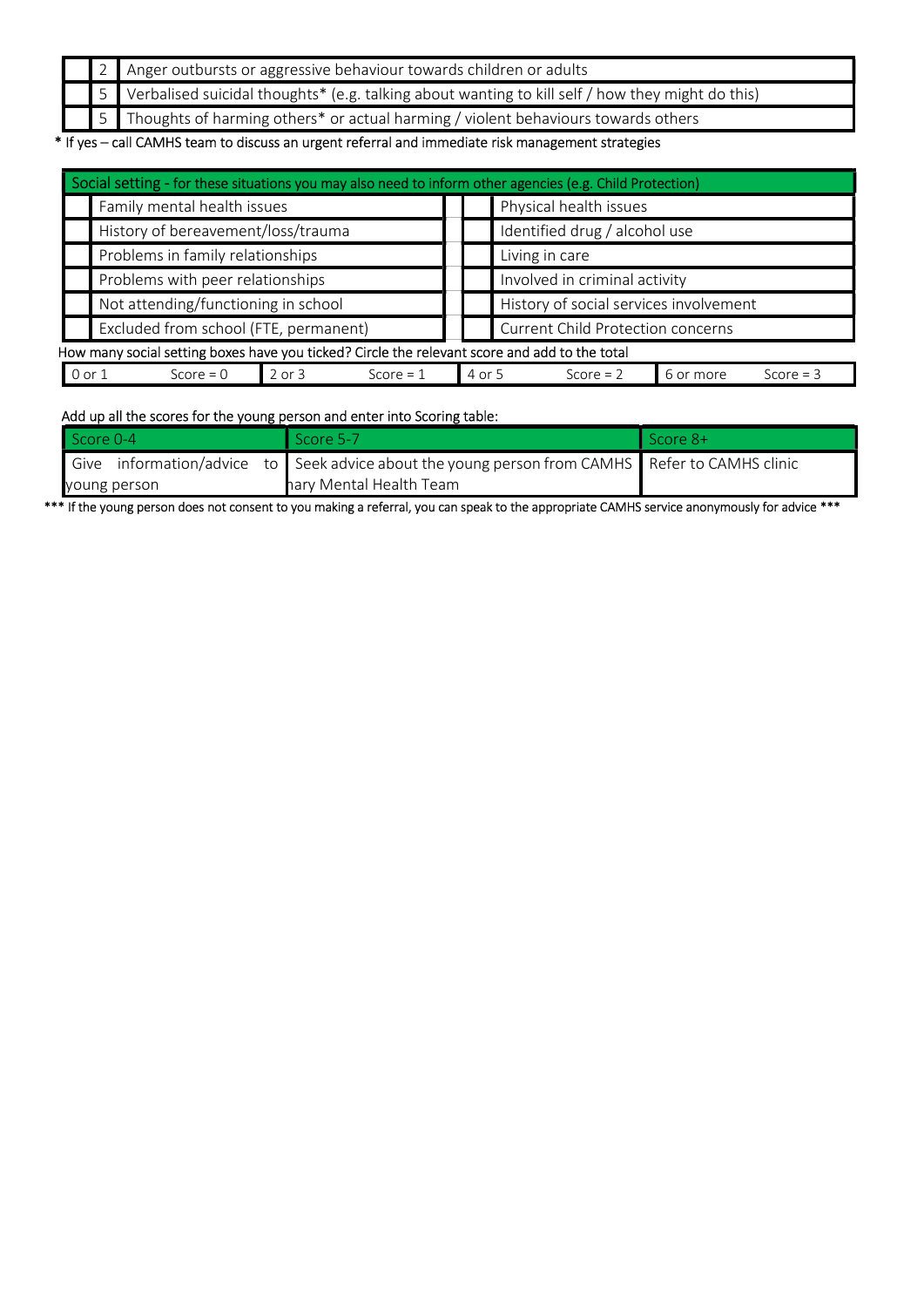| | | |
|---|---|---|
| | 2 | Anger outbursts or aggressive behaviour towards children or adults |
| | 5 | Verbalised suicidal thoughts* (e.g. talking about wanting to kill self / how they might do this) |
| | 5 | Thoughts of harming others* or actual harming / violent behaviours towards others |

* If yes – call CAMHS team to discuss an urgent referral and immediate risk management strategies

| Social setting - for these situations you may also need to inform other agencies (e.g. Child Protection) | | | | |
|---|---|---|---|---|
| | Family mental health issues | | | Physical health issues |
| | History of bereavement/loss/trauma | | | Identified drug / alcohol use |
| | Problems in family relationships | | | Living in care |
| | Problems with peer relationships | | | Involved in criminal activity |
| | Not attending/functioning in school | | | History of social services involvement |
| | Excluded from school (FTE, permanent) | | | Current Child Protection concerns |

How many social setting boxes have you ticked? Circle the relevant score and add to the total

| | | | | | | | |
|---|---|---|---|---|---|---|---|
| 0 or 1 | Score = 0 | 2 or 3 | Score = 1 | 4 or 5 | Score = 2 | 6 or more | Score = 3 |

Add up all the scores for the young person and enter into Scoring table:

| Score 0-4 | Score 5-7 | Score 8+ |
|---|---|---|
| Give information/advice to young person | Seek advice about the young person from CAMHS nary Mental Health Team | Refer to CAMHS clinic |

*** If the young person does not consent to you making a referral, you can speak to the appropriate CAMHS service anonymously for advice ***